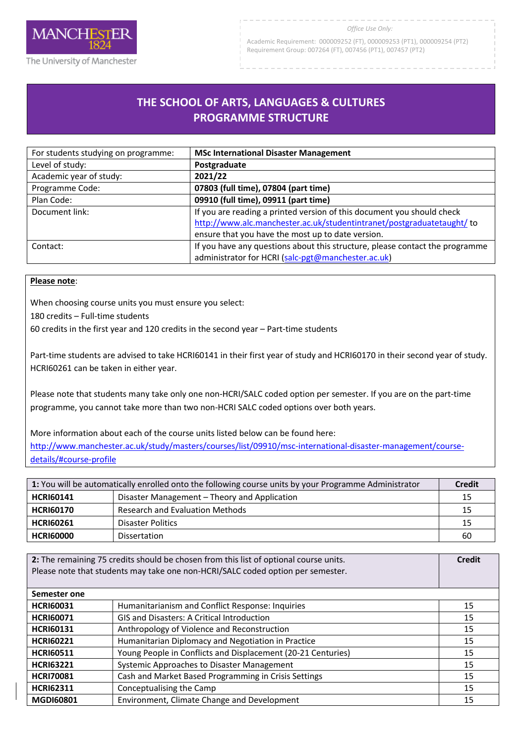*Office Use Only:*

Academic Requirement: 000009252 (FT), 000009253 (PT1), 000009254 (PT2)
Requirement Group: 007264 (FT), 007456 (PT1), 007457 (PT2)

# THE SCHOOL OF ARTS, LANGUAGES & CULTURES
# PROGRAMME STRUCTURE

| For students studying on programme: | **MSc International Disaster Management** |
|---|---|
| Level of study: | **Postgraduate** |
| Academic year of study: | **2021/22** |
| Programme Code: | **07803 (full time), 07804 (part time)** |
| Plan Code: | **09910 (full time), 09911 (part time)** |
| Document link: | If you are reading a printed version of this document you should check http://www.alc.manchester.ac.uk/studentintranet/postgraduatetaught/ to ensure that you have the most up to date version. |
| Contact: | If you have any questions about this structure, please contact the programme administrator for HCRI (salc-pgt@manchester.ac.uk) |

**Please note**:

When choosing course units you must ensure you select:
180 credits – Full-time students
60 credits in the first year and 120 credits in the second year – Part-time students

Part-time students are advised to take HCRI60141 in their first year of study and HCRI60170 in their second year of study. HCRI60261 can be taken in either year.

Please note that students many take only one non-HCRI/SALC coded option per semester. If you are on the part-time programme, you cannot take more than two non-HCRI SALC coded options over both years.

More information about each of the course units listed below can be found here:
http://www.manchester.ac.uk/study/masters/courses/list/09910/msc-international-disaster-management/course-details/#course-profile

| **1:** You will be automatically enrolled onto the following course units by your Programme Administrator | | **Credit** |
|---|---|---|
| **HCRI60141** | Disaster Management – Theory and Application | 15 |
| **HCRI60170** | Research and Evaluation Methods | 15 |
| **HCRI60261** | Disaster Politics | 15 |
| **HCRI60000** | Dissertation | 60 |

| **2:** The remaining 75 credits should be chosen from this list of optional course units. Please note that students may take one non-HCRI/SALC coded option per semester. | | **Credit** |
|---|---|---|
| **Semester one** | | |
| **HCRI60031** | Humanitarianism and Conflict Response: Inquiries | 15 |
| **HCRI60071** | GIS and Disasters: A Critical Introduction | 15 |
| **HCRI60131** | Anthropology of Violence and Reconstruction | 15 |
| **HCRI60221** | Humanitarian Diplomacy and Negotiation in Practice | 15 |
| **HCRI60511** | Young People in Conflicts and Displacement (20-21 Centuries) | 15 |
| **HCRI63221** | Systemic Approaches to Disaster Management | 15 |
| **HCRI70081** | Cash and Market Based Programming in Crisis Settings | 15 |
| **HCRI62311** | Conceptualising the Camp | 15 |
| **MGDI60801** | Environment, Climate Change and Development | 15 |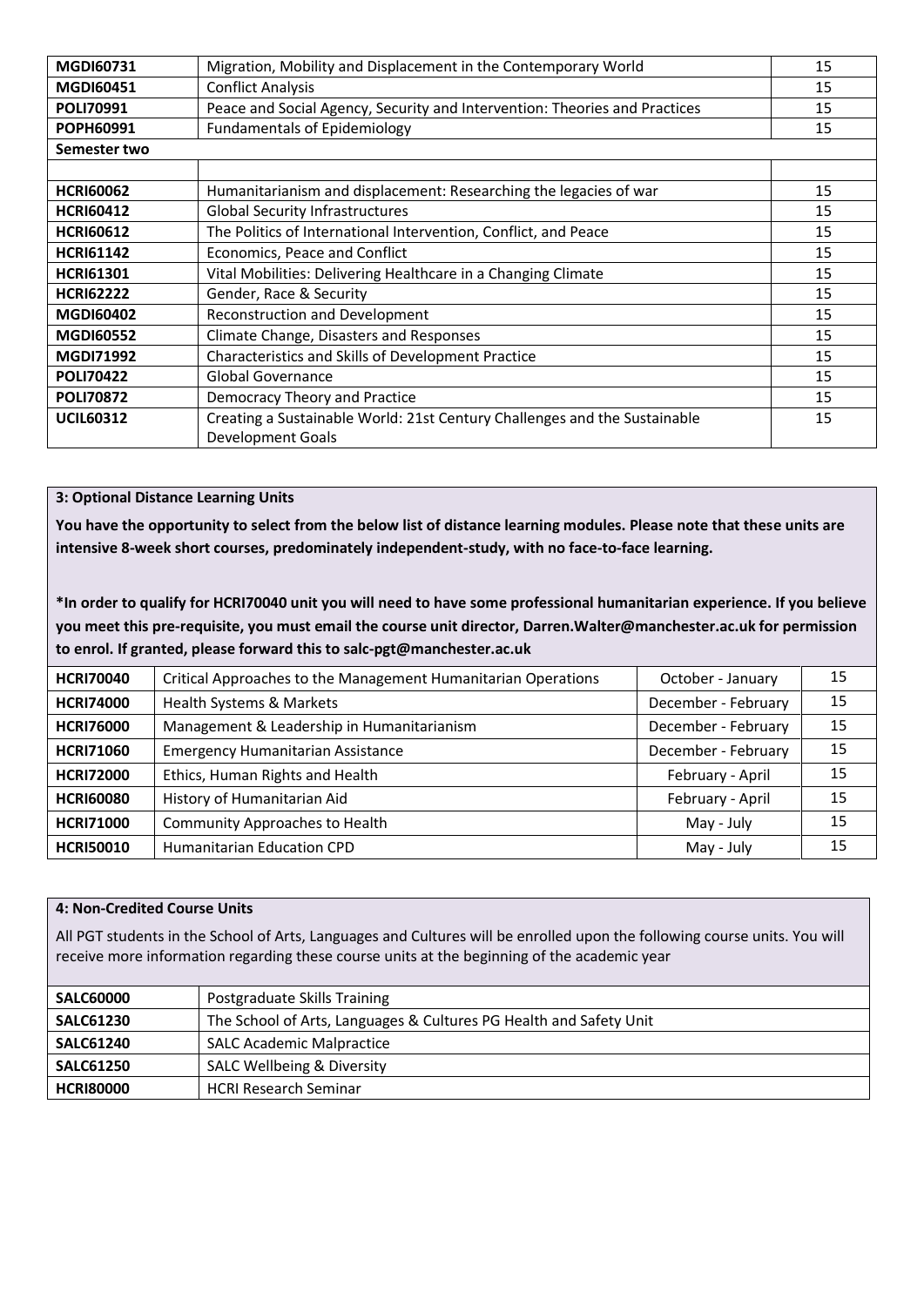| | | |
|---|---|---|
| **MGDI60731** | Migration, Mobility and Displacement in the Contemporary World | 15 |
| **MGDI60451** | Conflict Analysis | 15 |
| **POLI70991** | Peace and Social Agency, Security and Intervention: Theories and Practices | 15 |
| **POPH60991** | Fundamentals of Epidemiology | 15 |
| **Semester two** | | |
| | | |
| **HCRI60062** | Humanitarianism and displacement: Researching the legacies of war | 15 |
| **HCRI60412** | Global Security Infrastructures | 15 |
| **HCRI60612** | The Politics of International Intervention, Conflict, and Peace | 15 |
| **HCRI61142** | Economics, Peace and Conflict | 15 |
| **HCRI61301** | Vital Mobilities: Delivering Healthcare in a Changing Climate | 15 |
| **HCRI62222** | Gender, Race & Security | 15 |
| **MGDI60402** | Reconstruction and Development | 15 |
| **MGDI60552** | Climate Change, Disasters and Responses | 15 |
| **MGDI71992** | Characteristics and Skills of Development Practice | 15 |
| **POLI70422** | Global Governance | 15 |
| **POLI70872** | Democracy Theory and Practice | 15 |
| **UCIL60312** | Creating a Sustainable World: 21st Century Challenges and the Sustainable Development Goals | 15 |

**3: Optional Distance Learning Units**

**You have the opportunity to select from the below list of distance learning modules. Please note that these units are intensive 8-week short courses, predominately independent-study, with no face-to-face learning.**

**\*In order to qualify for HCRI70040 unit you will need to have some professional humanitarian experience. If you believe you meet this pre-requisite, you must email the course unit director, Darren.Walter@manchester.ac.uk for permission to enrol. If granted, please forward this to salc-pgt@manchester.ac.uk**

| | | | |
|---|---|---|---|
| **HCRI70040** | Critical Approaches to the Management Humanitarian Operations | October - January | 15 |
| **HCRI74000** | Health Systems & Markets | December - February | 15 |
| **HCRI76000** | Management & Leadership in Humanitarianism | December - February | 15 |
| **HCRI71060** | Emergency Humanitarian Assistance | December - February | 15 |
| **HCRI72000** | Ethics, Human Rights and Health | February - April | 15 |
| **HCRI60080** | History of Humanitarian Aid | February - April | 15 |
| **HCRI71000** | Community Approaches to Health | May - July | 15 |
| **HCRI50010** | Humanitarian Education CPD | May - July | 15 |

**4: Non-Credited Course Units**

All PGT students in the School of Arts, Languages and Cultures will be enrolled upon the following course units. You will receive more information regarding these course units at the beginning of the academic year

| | |
|---|---|
| **SALC60000** | Postgraduate Skills Training |
| **SALC61230** | The School of Arts, Languages & Cultures PG Health and Safety Unit |
| **SALC61240** | SALC Academic Malpractice |
| **SALC61250** | SALC Wellbeing & Diversity |
| **HCRI80000** | HCRI Research Seminar |